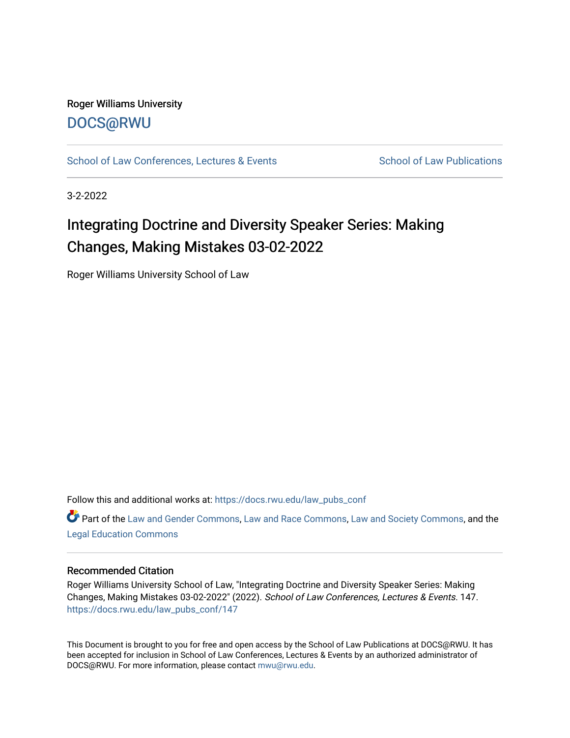Roger Williams University

DOCS@RWU

School of Law Conferences, Lectures & Events

School of Law Publications

3-2-2022

# Integrating Doctrine and Diversity Speaker Series: Making Changes, Making Mistakes 03-02-2022

Roger Williams University School of Law

Follow this and additional works at: https://docs.rwu.edu/law_pubs_conf

Part of the Law and Gender Commons, Law and Race Commons, Law and Society Commons, and the Legal Education Commons

## Recommended Citation

Roger Williams University School of Law, "Integrating Doctrine and Diversity Speaker Series: Making Changes, Making Mistakes 03-02-2022" (2022). *School of Law Conferences, Lectures & Events*. 147. https://docs.rwu.edu/law_pubs_conf/147

This Document is brought to you for free and open access by the School of Law Publications at DOCS@RWU. It has been accepted for inclusion in School of Law Conferences, Lectures & Events by an authorized administrator of DOCS@RWU. For more information, please contact mwu@rwu.edu.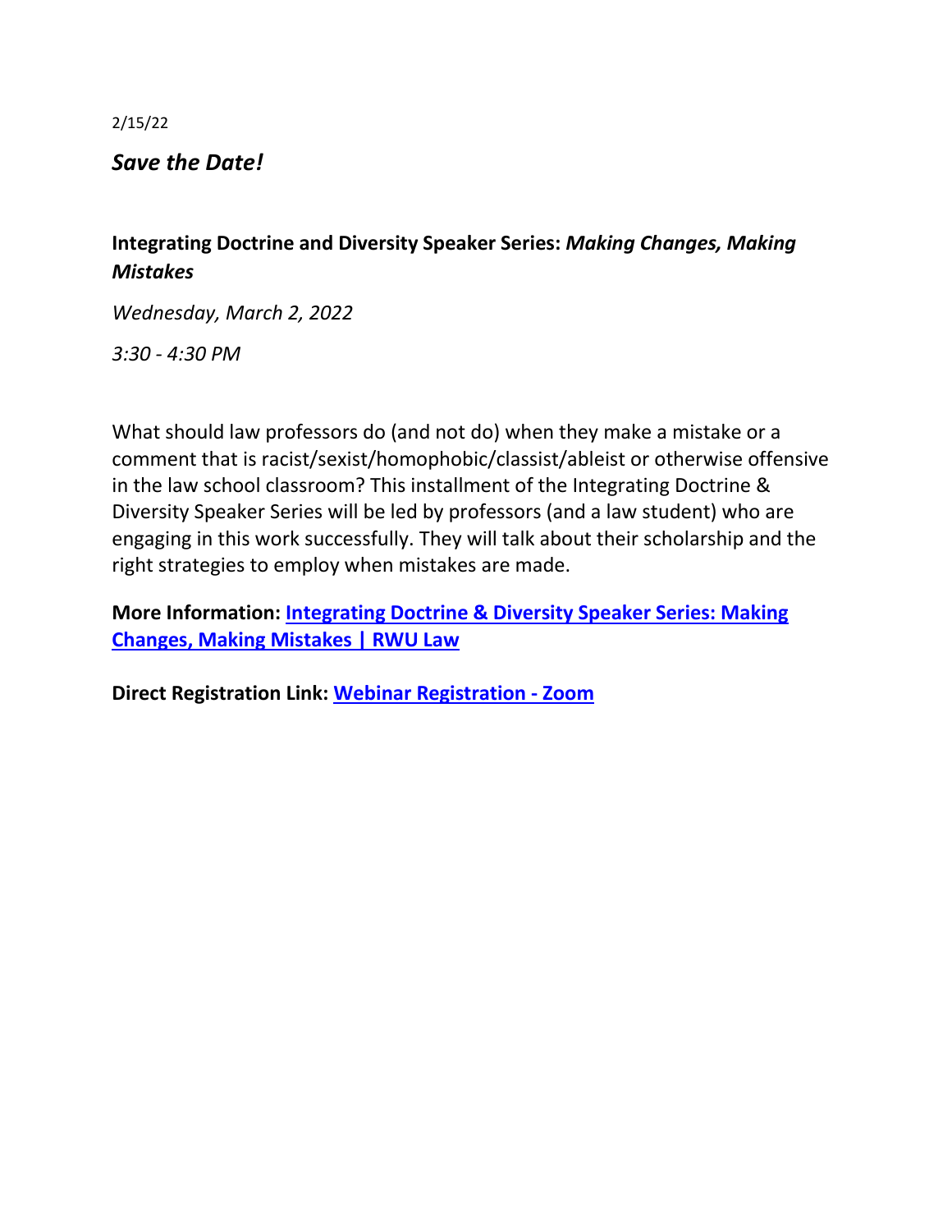2/15/22

***Save the Date!***

**Integrating Doctrine and Diversity Speaker Series:** ***Making Changes, Making Mistakes***

*Wednesday, March 2, 2022*

*3:30 - 4:30 PM*

What should law professors do (and not do) when they make a mistake or a comment that is racist/sexist/homophobic/classist/ableist or otherwise offensive in the law school classroom? This installment of the Integrating Doctrine & Diversity Speaker Series will be led by professors (and a law student) who are engaging in this work successfully. They will talk about their scholarship and the right strategies to employ when mistakes are made.

**More Information: Integrating Doctrine & Diversity Speaker Series: Making Changes, Making Mistakes | RWU Law**

**Direct Registration Link: Webinar Registration - Zoom**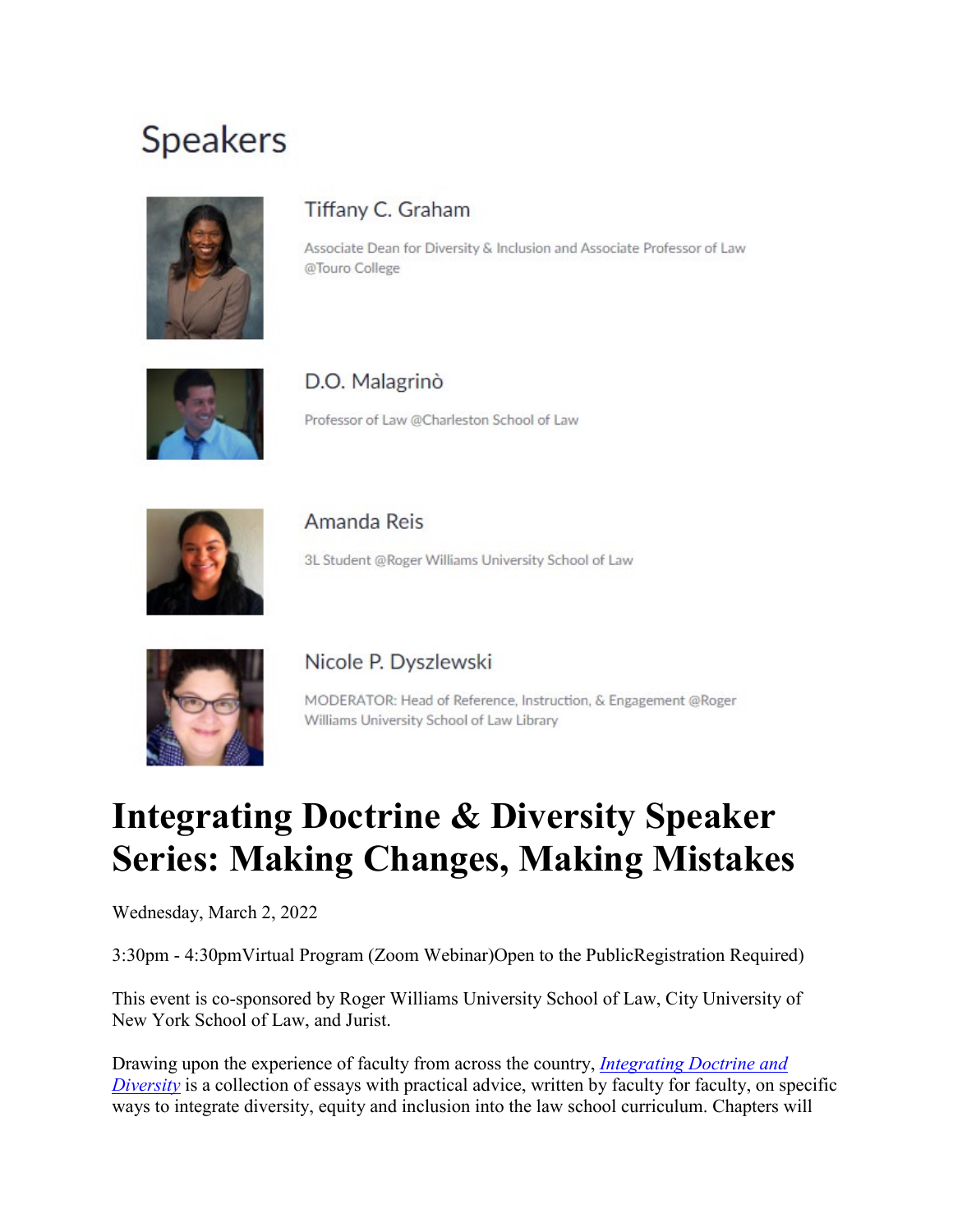## Speakers

### Tiffany C. Graham

Associate Dean for Diversity & Inclusion and Associate Professor of Law @Touro College

### D.O. Malagrinò

Professor of Law @Charleston School of Law

### Amanda Reis

3L Student @Roger Williams University School of Law

### Nicole P. Dyszlewski

MODERATOR: Head of Reference, Instruction, & Engagement @Roger Williams University School of Law Library

# Integrating Doctrine & Diversity Speaker Series: Making Changes, Making Mistakes

Wednesday, March 2, 2022

3:30pm - 4:30pmVirtual Program (Zoom Webinar)Open to the PublicRegistration Required)

This event is co-sponsored by Roger Williams University School of Law, City University of New York School of Law, and Jurist.

Drawing upon the experience of faculty from across the country, *Integrating Doctrine and Diversity* is a collection of essays with practical advice, written by faculty for faculty, on specific ways to integrate diversity, equity and inclusion into the law school curriculum. Chapters will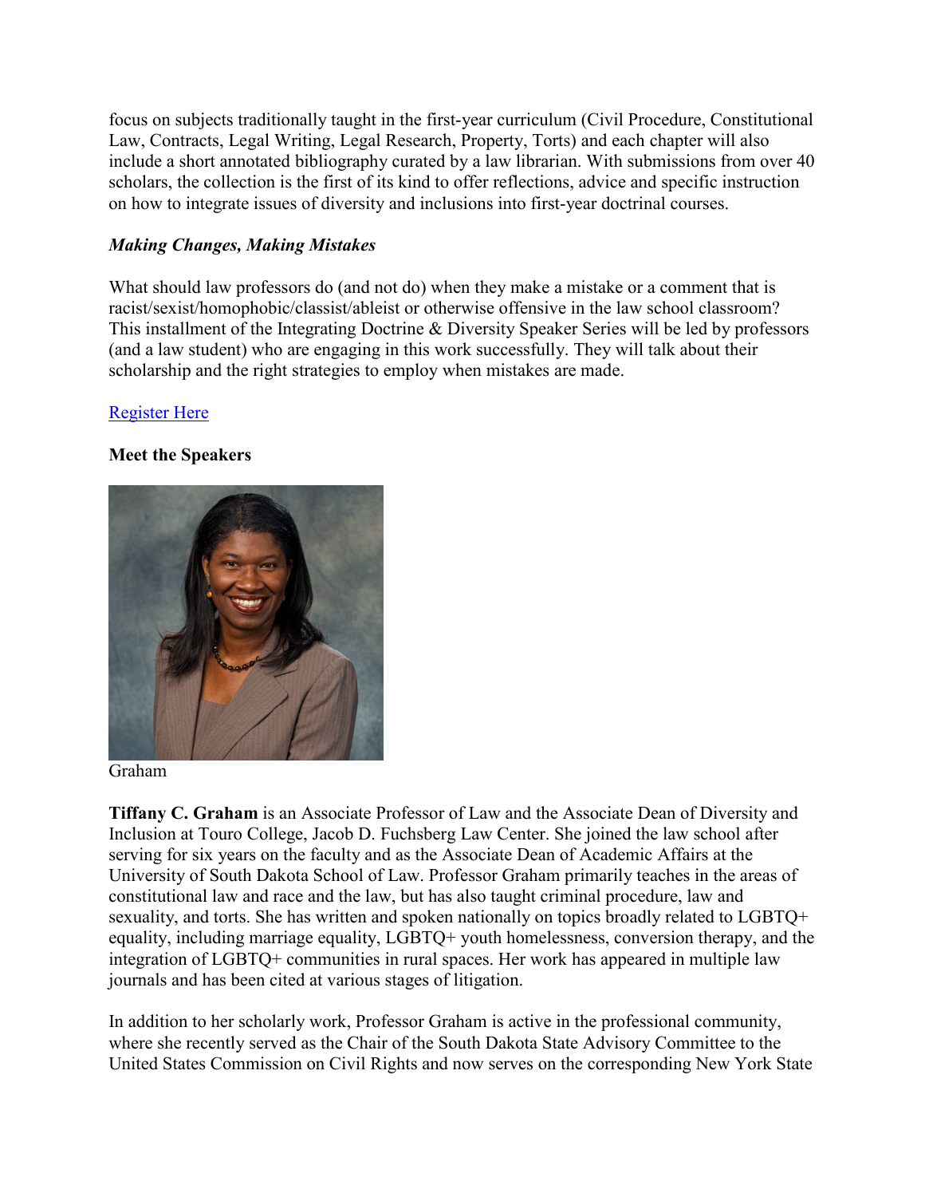focus on subjects traditionally taught in the first-year curriculum (Civil Procedure, Constitutional Law, Contracts, Legal Writing, Legal Research, Property, Torts) and each chapter will also include a short annotated bibliography curated by a law librarian. With submissions from over 40 scholars, the collection is the first of its kind to offer reflections, advice and specific instruction on how to integrate issues of diversity and inclusions into first-year doctrinal courses.

***Making Changes, Making Mistakes***

What should law professors do (and not do) when they make a mistake or a comment that is racist/sexist/homophobic/classist/ableist or otherwise offensive in the law school classroom? This installment of the Integrating Doctrine & Diversity Speaker Series will be led by professors (and a law student) who are engaging in this work successfully. They will talk about their scholarship and the right strategies to employ when mistakes are made.

Register Here

**Meet the Speakers**

Graham

**Tiffany C. Graham** is an Associate Professor of Law and the Associate Dean of Diversity and Inclusion at Touro College, Jacob D. Fuchsberg Law Center. She joined the law school after serving for six years on the faculty and as the Associate Dean of Academic Affairs at the University of South Dakota School of Law. Professor Graham primarily teaches in the areas of constitutional law and race and the law, but has also taught criminal procedure, law and sexuality, and torts. She has written and spoken nationally on topics broadly related to LGBTQ+ equality, including marriage equality, LGBTQ+ youth homelessness, conversion therapy, and the integration of LGBTQ+ communities in rural spaces. Her work has appeared in multiple law journals and has been cited at various stages of litigation.

In addition to her scholarly work, Professor Graham is active in the professional community, where she recently served as the Chair of the South Dakota State Advisory Committee to the United States Commission on Civil Rights and now serves on the corresponding New York State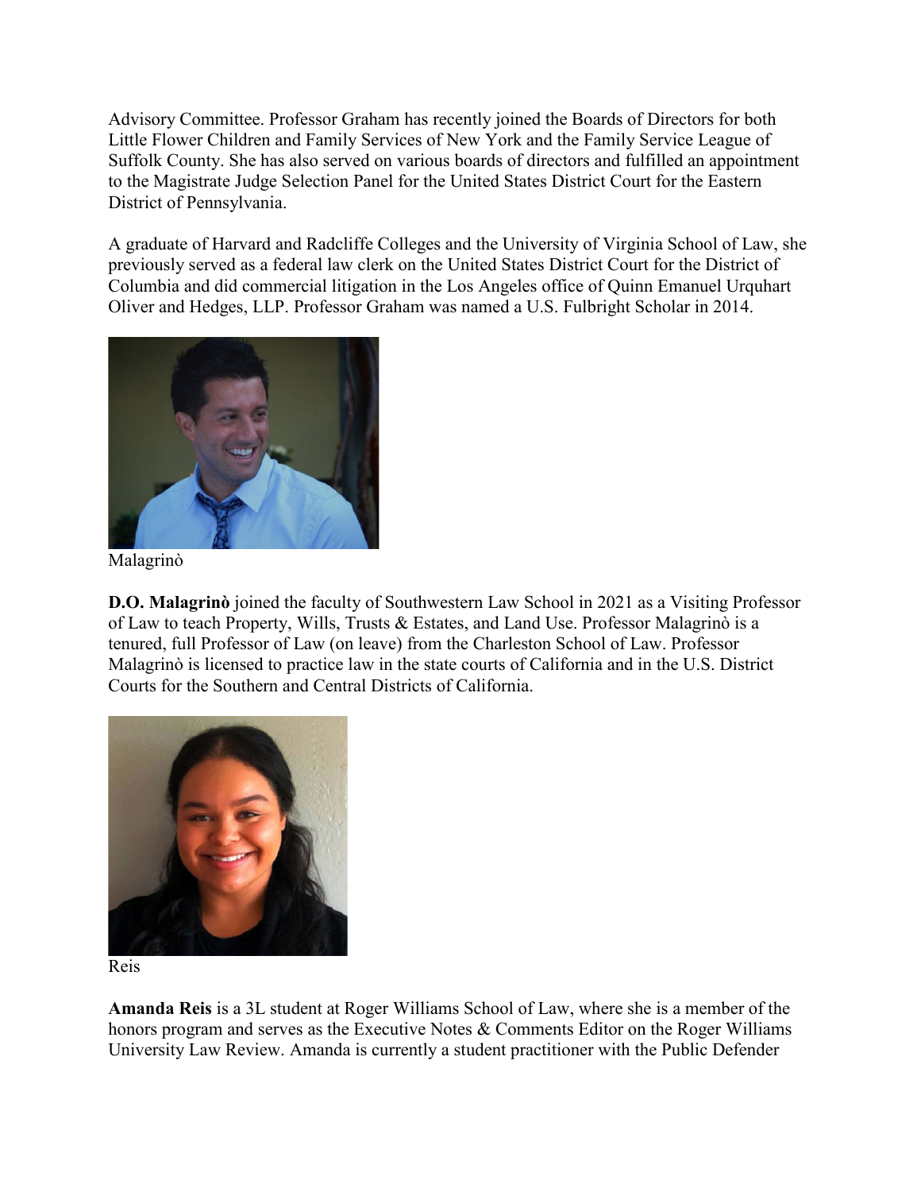Advisory Committee. Professor Graham has recently joined the Boards of Directors for both Little Flower Children and Family Services of New York and the Family Service League of Suffolk County. She has also served on various boards of directors and fulfilled an appointment to the Magistrate Judge Selection Panel for the United States District Court for the Eastern District of Pennsylvania.

A graduate of Harvard and Radcliffe Colleges and the University of Virginia School of Law, she previously served as a federal law clerk on the United States District Court for the District of Columbia and did commercial litigation in the Los Angeles office of Quinn Emanuel Urquhart Oliver and Hedges, LLP. Professor Graham was named a U.S. Fulbright Scholar in 2014.

Malagrinò

**D.O. Malagrinò** joined the faculty of Southwestern Law School in 2021 as a Visiting Professor of Law to teach Property, Wills, Trusts & Estates, and Land Use. Professor Malagrinò is a tenured, full Professor of Law (on leave) from the Charleston School of Law. Professor Malagrinò is licensed to practice law in the state courts of California and in the U.S. District Courts for the Southern and Central Districts of California.

Reis

**Amanda Reis** is a 3L student at Roger Williams School of Law, where she is a member of the honors program and serves as the Executive Notes & Comments Editor on the Roger Williams University Law Review. Amanda is currently a student practitioner with the Public Defender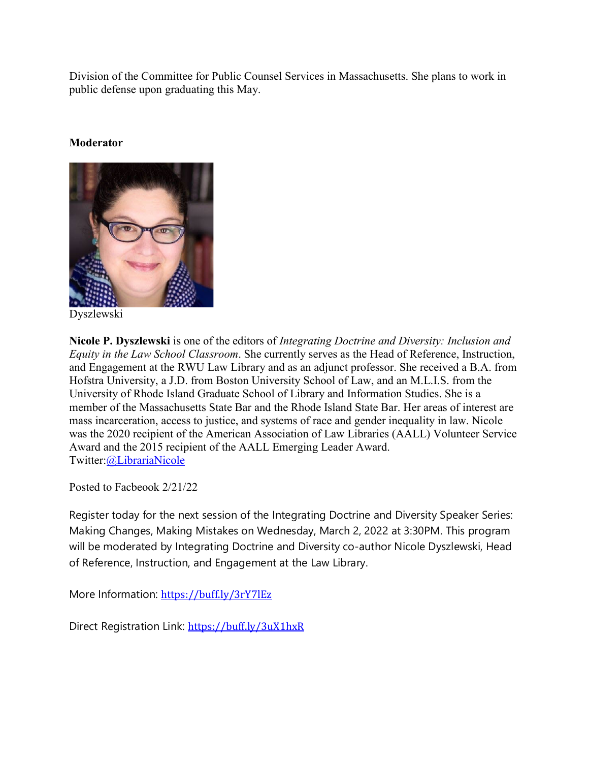Division of the Committee for Public Counsel Services in Massachusetts. She plans to work in public defense upon graduating this May.

**Moderator**

Dyszlewski

**Nicole P. Dyszlewski** is one of the editors of *Integrating Doctrine and Diversity: Inclusion and Equity in the Law School Classroom*. She currently serves as the Head of Reference, Instruction, and Engagement at the RWU Law Library and as an adjunct professor. She received a B.A. from Hofstra University, a J.D. from Boston University School of Law, and an M.L.I.S. from the University of Rhode Island Graduate School of Library and Information Studies. She is a member of the Massachusetts State Bar and the Rhode Island State Bar. Her areas of interest are mass incarceration, access to justice, and systems of race and gender inequality in law. Nicole was the 2020 recipient of the American Association of Law Libraries (AALL) Volunteer Service Award and the 2015 recipient of the AALL Emerging Leader Award.
Twitter:[@LibrariaNicole](@LibrariaNicole)

Posted to Facbeook 2/21/22

Register today for the next session of the Integrating Doctrine and Diversity Speaker Series: Making Changes, Making Mistakes on Wednesday, March 2, 2022 at 3:30PM. This program will be moderated by Integrating Doctrine and Diversity co-author Nicole Dyszlewski, Head of Reference, Instruction, and Engagement at the Law Library.

More Information: [https://buff.ly/3rY7lEz](https://buff.ly/3rY7lEz)

Direct Registration Link: [https://buff.ly/3uX1hxR](https://buff.ly/3uX1hxR)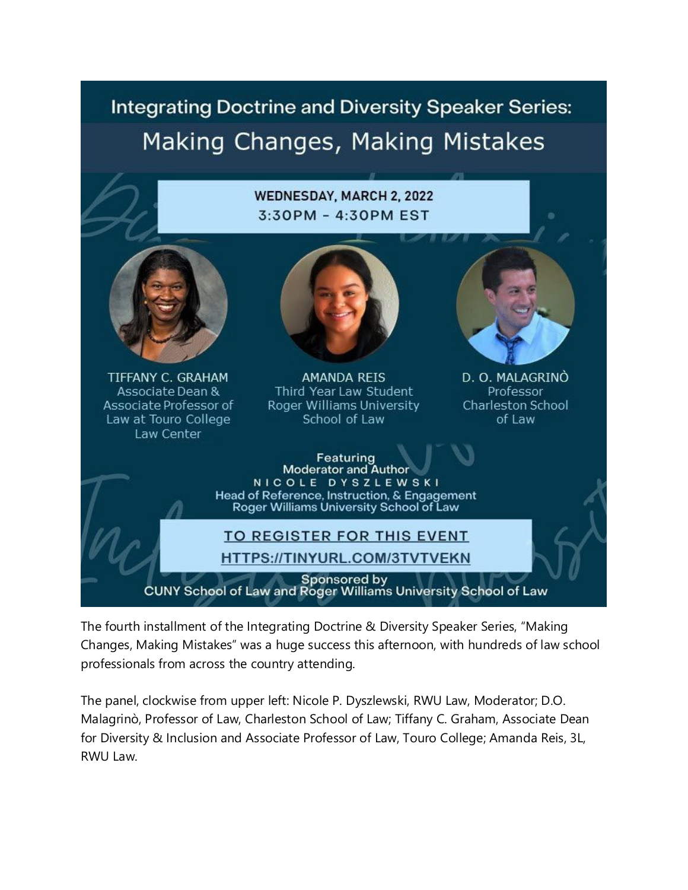# Integrating Doctrine and Diversity Speaker Series:

## Making Changes, Making Mistakes

**WEDNESDAY, MARCH 2, 2022**
**3:30PM - 4:30PM EST**

TIFFANY C. GRAHAM
Associate Dean &
Associate Professor of
Law at Touro College
Law Center

AMANDA REIS
Third Year Law Student
Roger Williams University
School of Law

D. O. MALAGRINÒ
Professor
Charleston School
of Law

Featuring
Moderator and Author
NICOLE DYSZLEWSKI
Head of Reference, Instruction, & Engagement
Roger Williams University School of Law

TO REGISTER FOR THIS EVENT
HTTPS://TINYURL.COM/3TVTVEKN

Sponsored by
CUNY School of Law and Roger Williams University School of Law

The fourth installment of the Integrating Doctrine & Diversity Speaker Series, “Making Changes, Making Mistakes” was a huge success this afternoon, with hundreds of law school professionals from across the country attending.

The panel, clockwise from upper left: Nicole P. Dyszlewski, RWU Law, Moderator; D.O. Malagrinò, Professor of Law, Charleston School of Law; Tiffany C. Graham, Associate Dean for Diversity & Inclusion and Associate Professor of Law, Touro College; Amanda Reis, 3L, RWU Law.